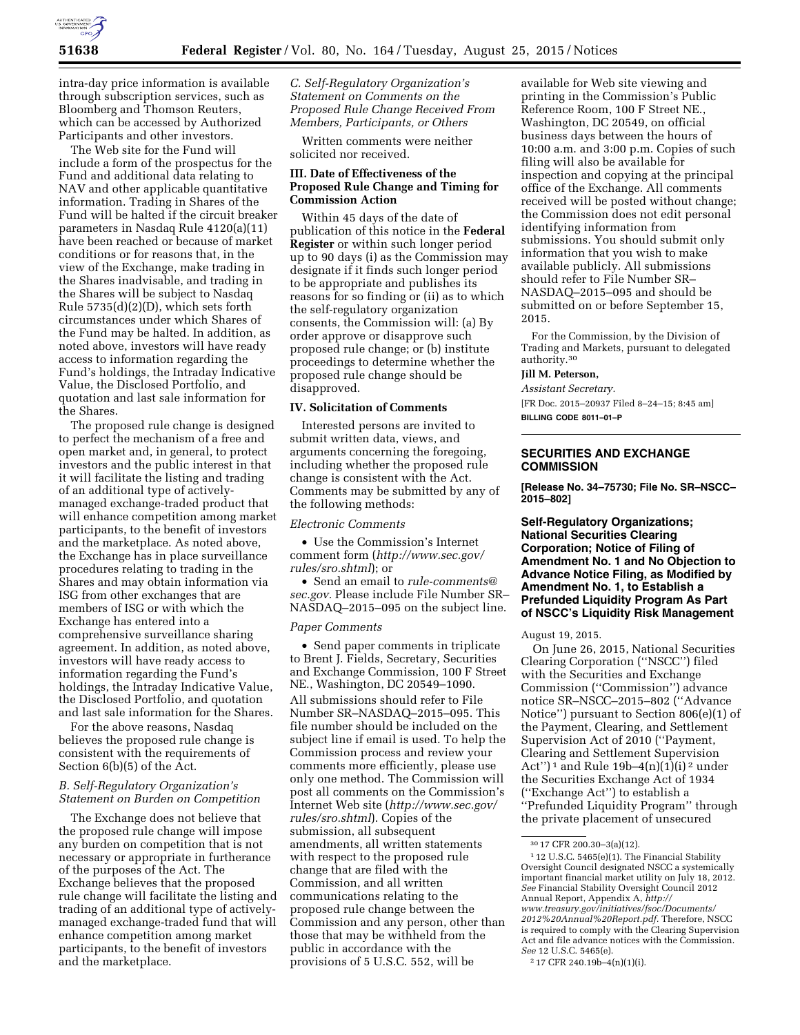intra-day price information is available through subscription services, such as Bloomberg and Thomson Reuters, which can be accessed by Authorized Participants and other investors.

The Web site for the Fund will include a form of the prospectus for the Fund and additional data relating to NAV and other applicable quantitative information. Trading in Shares of the Fund will be halted if the circuit breaker parameters in Nasdaq Rule 4120(a)(11) have been reached or because of market conditions or for reasons that, in the view of the Exchange, make trading in the Shares inadvisable, and trading in the Shares will be subject to Nasdaq Rule 5735(d)(2)(D), which sets forth circumstances under which Shares of the Fund may be halted. In addition, as noted above, investors will have ready access to information regarding the Fund's holdings, the Intraday Indicative Value, the Disclosed Portfolio, and quotation and last sale information for the Shares.

The proposed rule change is designed to perfect the mechanism of a free and open market and, in general, to protect investors and the public interest in that it will facilitate the listing and trading of an additional type of actively-managed exchange-traded product that will enhance competition among market participants, to the benefit of investors and the marketplace. As noted above, the Exchange has in place surveillance procedures relating to trading in the Shares and may obtain information via ISG from other exchanges that are members of ISG or with which the Exchange has entered into a comprehensive surveillance sharing agreement. In addition, as noted above, investors will have ready access to information regarding the Fund's holdings, the Intraday Indicative Value, the Disclosed Portfolio, and quotation and last sale information for the Shares.

For the above reasons, Nasdaq believes the proposed rule change is consistent with the requirements of Section 6(b)(5) of the Act.

*B. Self-Regulatory Organization's Statement on Burden on Competition*

The Exchange does not believe that the proposed rule change will impose any burden on competition that is not necessary or appropriate in furtherance of the purposes of the Act. The Exchange believes that the proposed rule change will facilitate the listing and trading of an additional type of actively-managed exchange-traded fund that will enhance competition among market participants, to the benefit of investors and the marketplace.

*C. Self-Regulatory Organization's Statement on Comments on the Proposed Rule Change Received From Members, Participants, or Others*

Written comments were neither solicited nor received.

## III. Date of Effectiveness of the Proposed Rule Change and Timing for Commission Action

Within 45 days of the date of publication of this notice in the **Federal Register** or within such longer period up to 90 days (i) as the Commission may designate if it finds such longer period to be appropriate and publishes its reasons for so finding or (ii) as to which the self-regulatory organization consents, the Commission will: (a) By order approve or disapprove such proposed rule change; or (b) institute proceedings to determine whether the proposed rule change should be disapproved.

## IV. Solicitation of Comments

Interested persons are invited to submit written data, views, and arguments concerning the foregoing, including whether the proposed rule change is consistent with the Act. Comments may be submitted by any of the following methods:

*Electronic Comments*

- Use the Commission's Internet comment form (*http://www.sec.gov/rules/sro.shtml*); or
- Send an email to *rule-comments@sec.gov.* Please include File Number SR–NASDAQ–2015–095 on the subject line.

*Paper Comments*

- Send paper comments in triplicate to Brent J. Fields, Secretary, Securities and Exchange Commission, 100 F Street NE., Washington, DC 20549–1090.

All submissions should refer to File Number SR–NASDAQ–2015–095. This file number should be included on the subject line if email is used. To help the Commission process and review your comments more efficiently, please use only one method. The Commission will post all comments on the Commission's Internet Web site (*http://www.sec.gov/rules/sro.shtml*). Copies of the submission, all subsequent amendments, all written statements with respect to the proposed rule change that are filed with the Commission, and all written communications relating to the proposed rule change between the Commission and any person, other than those that may be withheld from the public in accordance with the provisions of 5 U.S.C. 552, will be available for Web site viewing and printing in the Commission's Public Reference Room, 100 F Street NE., Washington, DC 20549, on official business days between the hours of 10:00 a.m. and 3:00 p.m. Copies of such filing will also be available for inspection and copying at the principal office of the Exchange. All comments received will be posted without change; the Commission does not edit personal identifying information from submissions. You should submit only information that you wish to make available publicly. All submissions should refer to File Number SR–NASDAQ–2015–095 and should be submitted on or before September 15, 2015.

For the Commission, by the Division of Trading and Markets, pursuant to delegated authority.[30]

**Jill M. Peterson,**

*Assistant Secretary.*

[FR Doc. 2015–20937 Filed 8–24–15; 8:45 am]

**BILLING CODE 8011–01–P**

---

## SECURITIES AND EXCHANGE COMMISSION

**[Release No. 34–75730; File No. SR–NSCC–2015–802]**

## Self-Regulatory Organizations; National Securities Clearing Corporation; Notice of Filing of Amendment No. 1 and No Objection to Advance Notice Filing, as Modified by Amendment No. 1, to Establish a Prefunded Liquidity Program As Part of NSCC's Liquidity Risk Management

August 19, 2015.

On June 26, 2015, National Securities Clearing Corporation ("NSCC") filed with the Securities and Exchange Commission ("Commission") advance notice SR–NSCC–2015–802 ("Advance Notice") pursuant to Section 806(e)(1) of the Payment, Clearing, and Settlement Supervision Act of 2010 ("Payment, Clearing and Settlement Supervision Act")[1] and Rule 19b–4(n)(1)(i)[2] under the Securities Exchange Act of 1934 ("Exchange Act") to establish a "Prefunded Liquidity Program" through the private placement of unsecured

---

[30] 17 CFR 200.30–3(a)(12).

[1] 12 U.S.C. 5465(e)(1). The Financial Stability Oversight Council designated NSCC a systemically important financial market utility on July 18, 2012. *See* Financial Stability Oversight Council 2012 Annual Report, Appendix A, *http://www.treasury.gov/initiatives/fsoc/Documents/2012%20Annual%20Report.pdf.* Therefore, NSCC is required to comply with the Clearing Supervision Act and file advance notices with the Commission. *See* 12 U.S.C. 5465(e).

[2] 17 CFR 240.19b–4(n)(1)(i).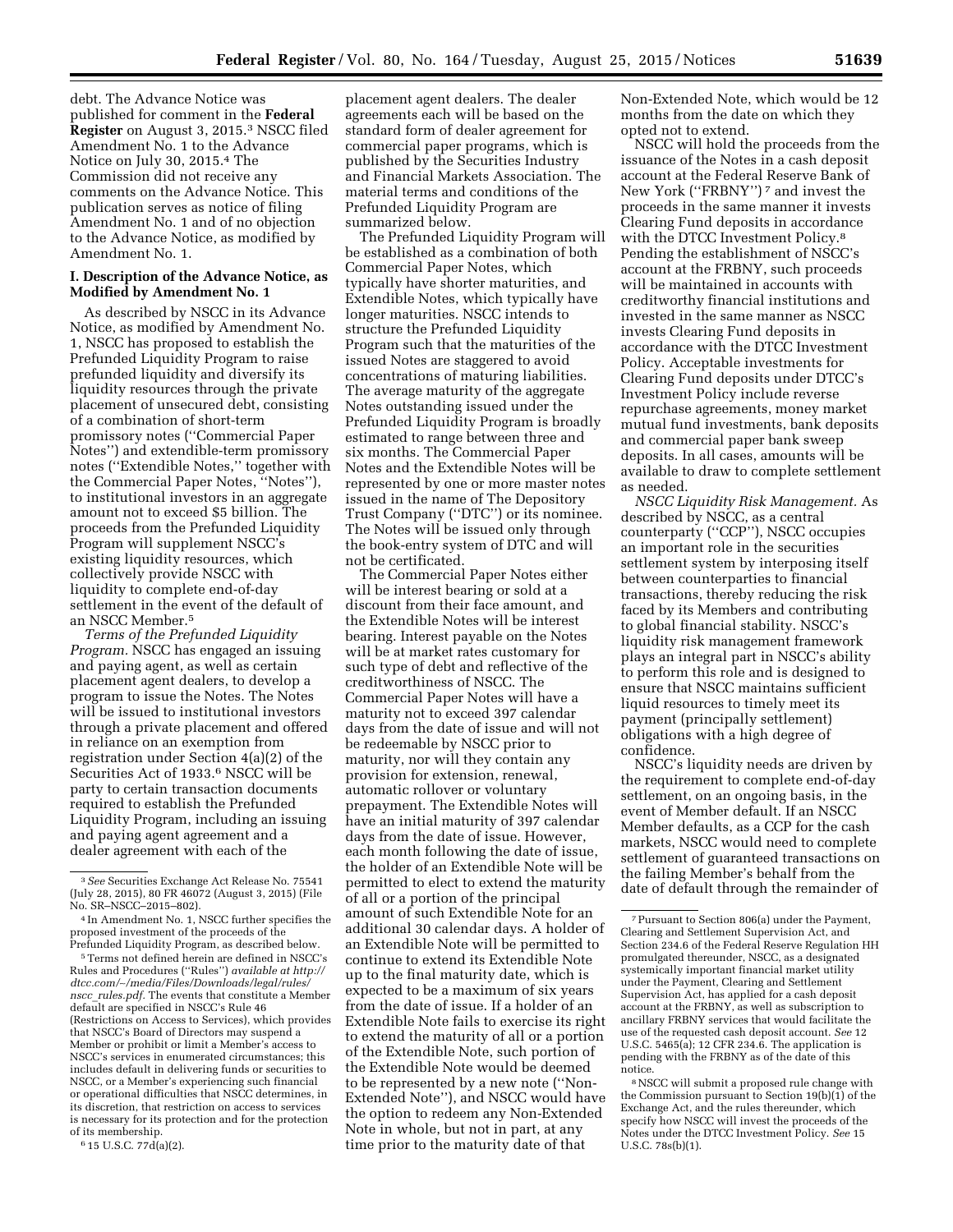debt. The Advance Notice was published for comment in the **Federal Register** on August 3, 2015.[3] NSCC filed Amendment No. 1 to the Advance Notice on July 30, 2015.[4] The Commission did not receive any comments on the Advance Notice. This publication serves as notice of filing Amendment No. 1 and of no objection to the Advance Notice, as modified by Amendment No. 1.

## I. Description of the Advance Notice, as Modified by Amendment No. 1

As described by NSCC in its Advance Notice, as modified by Amendment No. 1, NSCC has proposed to establish the Prefunded Liquidity Program to raise prefunded liquidity and diversify its liquidity resources through the private placement of unsecured debt, consisting of a combination of short-term promissory notes (''Commercial Paper Notes'') and extendible-term promissory notes (''Extendible Notes,'' together with the Commercial Paper Notes, ''Notes''), to institutional investors in an aggregate amount not to exceed $5 billion. The proceeds from the Prefunded Liquidity Program will supplement NSCC's existing liquidity resources, which collectively provide NSCC with liquidity to complete end-of-day settlement in the event of the default of an NSCC Member.[5]

*Terms of the Prefunded Liquidity Program.* NSCC has engaged an issuing and paying agent, as well as certain placement agent dealers, to develop a program to issue the Notes. The Notes will be issued to institutional investors through a private placement and offered in reliance on an exemption from registration under Section 4(a)(2) of the Securities Act of 1933.[6] NSCC will be party to certain transaction documents required to establish the Prefunded Liquidity Program, including an issuing and paying agent agreement and a dealer agreement with each of the placement agent dealers. The dealer agreements each will be based on the standard form of dealer agreement for commercial paper programs, which is published by the Securities Industry and Financial Markets Association. The material terms and conditions of the Prefunded Liquidity Program are summarized below.

The Prefunded Liquidity Program will be established as a combination of both Commercial Paper Notes, which typically have shorter maturities, and Extendible Notes, which typically have longer maturities. NSCC intends to structure the Prefunded Liquidity Program such that the maturities of the issued Notes are staggered to avoid concentrations of maturing liabilities. The average maturity of the aggregate Notes outstanding issued under the Prefunded Liquidity Program is broadly estimated to range between three and six months. The Commercial Paper Notes and the Extendible Notes will be represented by one or more master notes issued in the name of The Depository Trust Company (''DTC'') or its nominee. The Notes will be issued only through the book-entry system of DTC and will not be certificated.

The Commercial Paper Notes either will be interest bearing or sold at a discount from their face amount, and the Extendible Notes will be interest bearing. Interest payable on the Notes will be at market rates customary for such type of debt and reflective of the creditworthiness of NSCC. The Commercial Paper Notes will have a maturity not to exceed 397 calendar days from the date of issue and will not be redeemable by NSCC prior to maturity, nor will they contain any provision for extension, renewal, automatic rollover or voluntary prepayment. The Extendible Notes will have an initial maturity of 397 calendar days from the date of issue. However, each month following the date of issue, the holder of an Extendible Note will be permitted to elect to extend the maturity of all or a portion of the principal amount of such Extendible Note for an additional 30 calendar days. A holder of an Extendible Note will be permitted to continue to extend its Extendible Note up to the final maturity date, which is expected to be a maximum of six years from the date of issue. If a holder of an Extendible Note fails to exercise its right to extend the maturity of all or a portion of the Extendible Note, such portion of the Extendible Note would be deemed to be represented by a new note (''Non-Extended Note''), and NSCC would have the option to redeem any Non-Extended Note in whole, but not in part, at any time prior to the maturity date of that Non-Extended Note, which would be 12 months from the date on which they opted not to extend.

NSCC will hold the proceeds from the issuance of the Notes in a cash deposit account at the Federal Reserve Bank of New York (''FRBNY'')[7] and invest the proceeds in the same manner it invests Clearing Fund deposits in accordance with the DTCC Investment Policy.[8] Pending the establishment of NSCC's account at the FRBNY, such proceeds will be maintained in accounts with creditworthy financial institutions and invested in the same manner as NSCC invests Clearing Fund deposits in accordance with the DTCC Investment Policy. Acceptable investments for Clearing Fund deposits under DTCC's Investment Policy include reverse repurchase agreements, money market mutual fund investments, bank deposits and commercial paper bank sweep deposits. In all cases, amounts will be available to draw to complete settlement as needed.

*NSCC Liquidity Risk Management.* As described by NSCC, as a central counterparty (''CCP''), NSCC occupies an important role in the securities settlement system by interposing itself between counterparties to financial transactions, thereby reducing the risk faced by its Members and contributing to global financial stability. NSCC's liquidity risk management framework plays an integral part in NSCC's ability to perform this role and is designed to ensure that NSCC maintains sufficient liquid resources to timely meet its payment (principally settlement) obligations with a high degree of confidence.

NSCC's liquidity needs are driven by the requirement to complete end-of-day settlement, on an ongoing basis, in the event of Member default. If an NSCC Member defaults, as a CCP for the cash markets, NSCC would need to complete settlement of guaranteed transactions on the failing Member's behalf from the date of default through the remainder of

---

[3] *See* Securities Exchange Act Release No. 75541 (July 28, 2015), 80 FR 46072 (August 3, 2015) (File No. SR–NSCC–2015–802).

[4] In Amendment No. 1, NSCC further specifies the proposed investment of the proceeds of the Prefunded Liquidity Program, as described below.

[5] Terms not defined herein are defined in NSCC's Rules and Procedures (''Rules'') *available at http://dtcc.com/~/media/Files/Downloads/legal/rules/nscc_rules.pdf.* The events that constitute a Member default are specified in NSCC's Rule 46 (Restrictions on Access to Services), which provides that NSCC's Board of Directors may suspend a Member or prohibit or limit a Member's access to NSCC's services in enumerated circumstances; this includes default in delivering funds or securities to NSCC, or a Member's experiencing such financial or operational difficulties that NSCC determines, in its discretion, that restriction on access to services is necessary for its protection and for the protection of its membership.

[6] 15 U.S.C. 77d(a)(2).

[7] Pursuant to Section 806(a) under the Payment, Clearing and Settlement Supervision Act, and Section 234.6 of the Federal Reserve Regulation HH promulgated thereunder, NSCC, as a designated systemically important financial market utility under the Payment, Clearing and Settlement Supervision Act, has applied for a cash deposit account at the FRBNY, as well as subscription to ancillary FRBNY services that would facilitate the use of the requested cash deposit account. *See* 12 U.S.C. 5465(a); 12 CFR 234.6. The application is pending with the FRBNY as of the date of this notice.

[8] NSCC will submit a proposed rule change with the Commission pursuant to Section 19(b)(1) of the Exchange Act, and the rules thereunder, which specify how NSCC will invest the proceeds of the Notes under the DTCC Investment Policy. *See* 15 U.S.C. 78s(b)(1).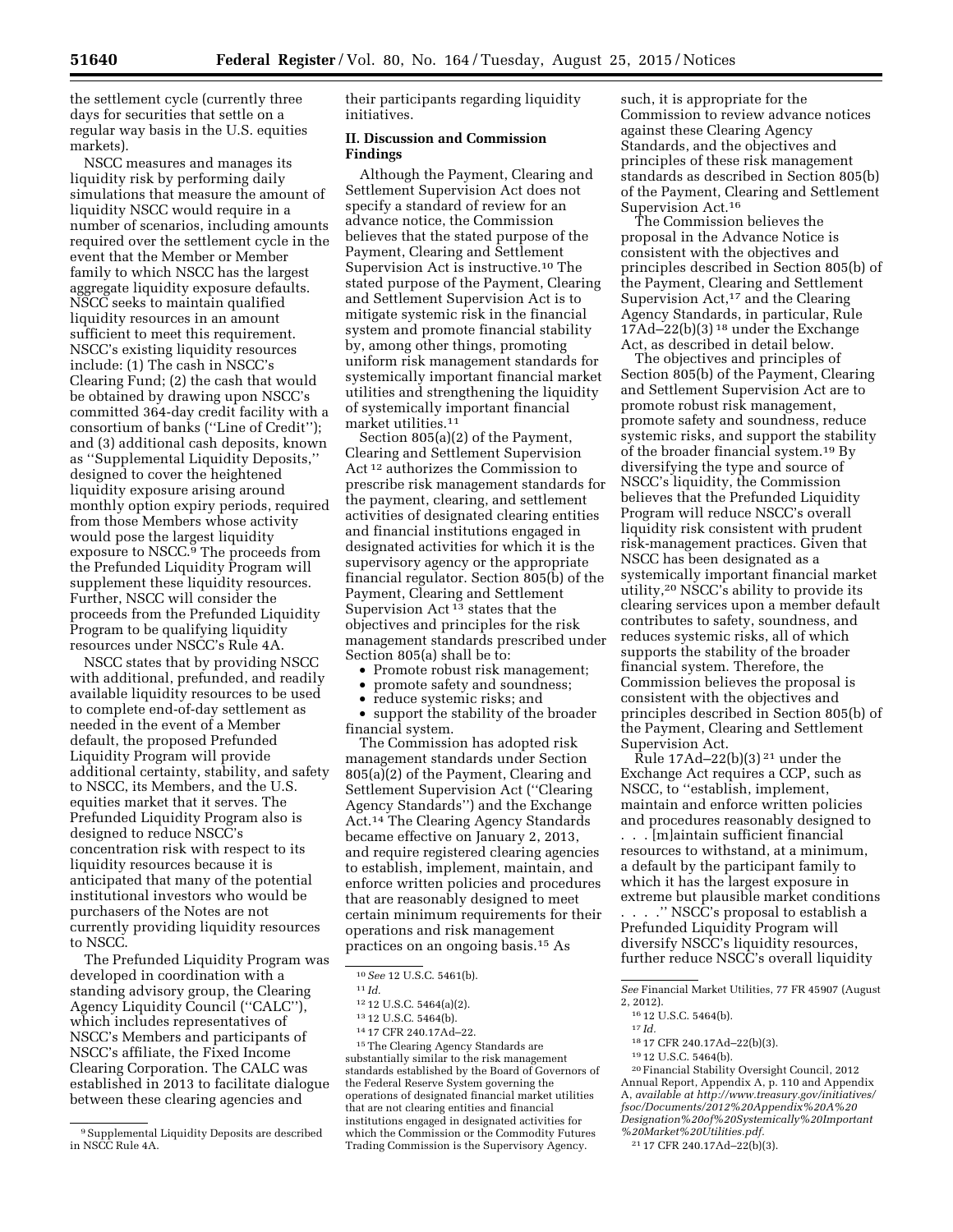the settlement cycle (currently three days for securities that settle on a regular way basis in the U.S. equities markets).

NSCC measures and manages its liquidity risk by performing daily simulations that measure the amount of liquidity NSCC would require in a number of scenarios, including amounts required over the settlement cycle in the event that the Member or Member family to which NSCC has the largest aggregate liquidity exposure defaults. NSCC seeks to maintain qualified liquidity resources in an amount sufficient to meet this requirement. NSCC's existing liquidity resources include: (1) The cash in NSCC's Clearing Fund; (2) the cash that would be obtained by drawing upon NSCC's committed 364-day credit facility with a consortium of banks (''Line of Credit''); and (3) additional cash deposits, known as ''Supplemental Liquidity Deposits,'' designed to cover the heightened liquidity exposure arising around monthly option expiry periods, required from those Members whose activity would pose the largest liquidity exposure to NSCC.[9] The proceeds from the Prefunded Liquidity Program will supplement these liquidity resources. Further, NSCC will consider the proceeds from the Prefunded Liquidity Program to be qualifying liquidity resources under NSCC's Rule 4A.

NSCC states that by providing NSCC with additional, prefunded, and readily available liquidity resources to be used to complete end-of-day settlement as needed in the event of a Member default, the proposed Prefunded Liquidity Program will provide additional certainty, stability, and safety to NSCC, its Members, and the U.S. equities market that it serves. The Prefunded Liquidity Program also is designed to reduce NSCC's concentration risk with respect to its liquidity resources because it is anticipated that many of the potential institutional investors who would be purchasers of the Notes are not currently providing liquidity resources to NSCC.

The Prefunded Liquidity Program was developed in coordination with a standing advisory group, the Clearing Agency Liquidity Council (''CALC''), which includes representatives of NSCC's Members and participants of NSCC's affiliate, the Fixed Income Clearing Corporation. The CALC was established in 2013 to facilitate dialogue between these clearing agencies and their participants regarding liquidity initiatives.

## II. Discussion and Commission Findings

Although the Payment, Clearing and Settlement Supervision Act does not specify a standard of review for an advance notice, the Commission believes that the stated purpose of the Payment, Clearing and Settlement Supervision Act is instructive.[10] The stated purpose of the Payment, Clearing and Settlement Supervision Act is to mitigate systemic risk in the financial system and promote financial stability by, among other things, promoting uniform risk management standards for systemically important financial market utilities and strengthening the liquidity of systemically important financial market utilities.[11]

Section 805(a)(2) of the Payment, Clearing and Settlement Supervision Act [12] authorizes the Commission to prescribe risk management standards for the payment, clearing, and settlement activities of designated clearing entities and financial institutions engaged in designated activities for which it is the supervisory agency or the appropriate financial regulator. Section 805(b) of the Payment, Clearing and Settlement Supervision Act [13] states that the objectives and principles for the risk management standards prescribed under Section 805(a) shall be to:

- Promote robust risk management;
- promote safety and soundness;
- reduce systemic risks; and
- support the stability of the broader financial system.

The Commission has adopted risk management standards under Section 805(a)(2) of the Payment, Clearing and Settlement Supervision Act (''Clearing Agency Standards'') and the Exchange Act.[14] The Clearing Agency Standards became effective on January 2, 2013, and require registered clearing agencies to establish, implement, maintain, and enforce written policies and procedures that are reasonably designed to meet certain minimum requirements for their operations and risk management practices on an ongoing basis.[15] As such, it is appropriate for the Commission to review advance notices against these Clearing Agency Standards, and the objectives and principles of these risk management standards as described in Section 805(b) of the Payment, Clearing and Settlement Supervision Act.[16]

The Commission believes the proposal in the Advance Notice is consistent with the objectives and principles described in Section 805(b) of the Payment, Clearing and Settlement Supervision Act,[17] and the Clearing Agency Standards, in particular, Rule 17Ad–22(b)(3) [18] under the Exchange Act, as described in detail below.

The objectives and principles of Section 805(b) of the Payment, Clearing and Settlement Supervision Act are to promote robust risk management, promote safety and soundness, reduce systemic risks, and support the stability of the broader financial system.[19] By diversifying the type and source of NSCC's liquidity, the Commission believes that the Prefunded Liquidity Program will reduce NSCC's overall liquidity risk consistent with prudent risk-management practices. Given that NSCC has been designated as a systemically important financial market utility,[20] NSCC's ability to provide its clearing services upon a member default contributes to safety, soundness, and reduces systemic risks, all of which supports the stability of the broader financial system. Therefore, the Commission believes the proposal is consistent with the objectives and principles described in Section 805(b) of the Payment, Clearing and Settlement Supervision Act.

Rule 17Ad–22(b)(3) [21] under the Exchange Act requires a CCP, such as NSCC, to ''establish, implement, maintain and enforce written policies and procedures reasonably designed to . . . [m]aintain sufficient financial resources to withstand, at a minimum, a default by the participant family to which it has the largest exposure in extreme but plausible market conditions . . . .'' NSCC's proposal to establish a Prefunded Liquidity Program will diversify NSCC's liquidity resources, further reduce NSCC's overall liquidity

---

[9] Supplemental Liquidity Deposits are described in NSCC Rule 4A.

[10] *See* 12 U.S.C. 5461(b).

[11] *Id.*

[12] 12 U.S.C. 5464(a)(2).

[13] 12 U.S.C. 5464(b).

[14] 17 CFR 240.17Ad–22.

[15] The Clearing Agency Standards are substantially similar to the risk management standards established by the Board of Governors of the Federal Reserve System governing the operations of designated financial market utilities that are not clearing entities and financial institutions engaged in designated activities for which the Commission or the Commodity Futures Trading Commission is the Supervisory Agency. *See* Financial Market Utilities, 77 FR 45907 (August 2, 2012).

[16] 12 U.S.C. 5464(b).

[17] *Id.*

[18] 17 CFR 240.17Ad–22(b)(3).

[19] 12 U.S.C. 5464(b).

[20] Financial Stability Oversight Council, 2012 Annual Report, Appendix A, p. 110 and Appendix A, *available at http://www.treasury.gov/initiatives/fsoc/Documents/2012%20Appendix%20A%20Designation%20of%20Systemically%20Important%20Market%20Utilities.pdf*.

[21] 17 CFR 240.17Ad–22(b)(3).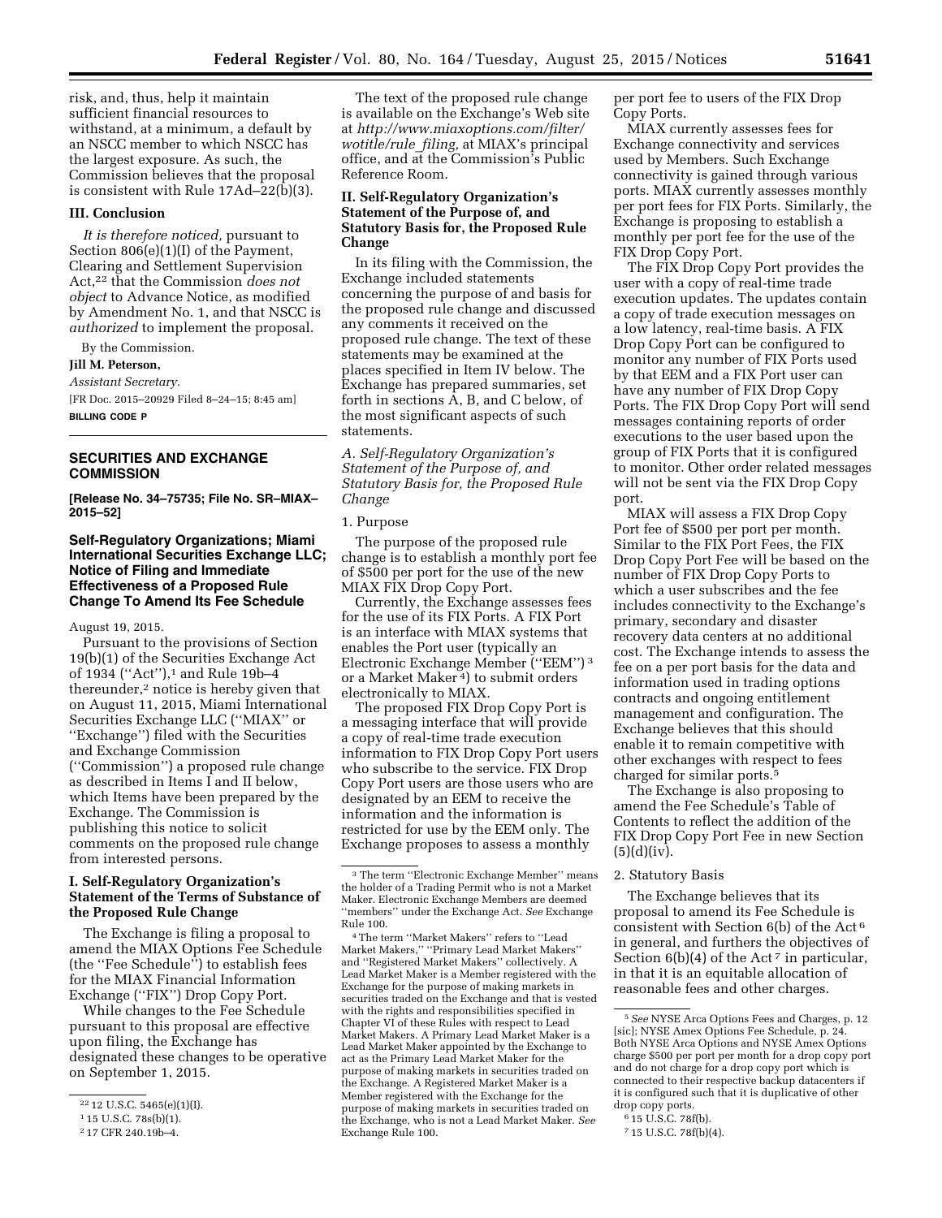risk, and, thus, help it maintain sufficient financial resources to withstand, at a minimum, a default by an NSCC member to which NSCC has the largest exposure. As such, the Commission believes that the proposal is consistent with Rule 17Ad–22(b)(3).

### III. Conclusion

*It is therefore noticed,* pursuant to Section 806(e)(1)(I) of the Payment, Clearing and Settlement Supervision Act,[22] that the Commission *does not object* to Advance Notice, as modified by Amendment No. 1, and that NSCC is *authorized* to implement the proposal.

By the Commission.

**Jill M. Peterson,**

*Assistant Secretary.*

[FR Doc. 2015–20929 Filed 8–24–15; 8:45 am]

**BILLING CODE P**

[22] 12 U.S.C. 5465(e)(1)(I).

---

## SECURITIES AND EXCHANGE COMMISSION

**[Release No. 34–75735; File No. SR–MIAX–2015–52]**

### Self-Regulatory Organizations; Miami International Securities Exchange LLC; Notice of Filing and Immediate Effectiveness of a Proposed Rule Change To Amend Its Fee Schedule

August 19, 2015.

Pursuant to the provisions of Section 19(b)(1) of the Securities Exchange Act of 1934 (''Act''),[1] and Rule 19b–4 thereunder,[2] notice is hereby given that on August 11, 2015, Miami International Securities Exchange LLC (''MIAX'' or ''Exchange'') filed with the Securities and Exchange Commission (''Commission'') a proposed rule change as described in Items I and II below, which Items have been prepared by the Exchange. The Commission is publishing this notice to solicit comments on the proposed rule change from interested persons.

### I. Self-Regulatory Organization's Statement of the Terms of Substance of the Proposed Rule Change

The Exchange is filing a proposal to amend the MIAX Options Fee Schedule (the ''Fee Schedule'') to establish fees for the MIAX Financial Information Exchange (''FIX'') Drop Copy Port.

While changes to the Fee Schedule pursuant to this proposal are effective upon filing, the Exchange has designated these changes to be operative on September 1, 2015.

[1] 15 U.S.C. 78s(b)(1).

[2] 17 CFR 240.19b–4.

The text of the proposed rule change is available on the Exchange's Web site at *http://www.miaxoptions.com/filter/wotitle/rule_filing,* at MIAX's principal office, and at the Commission's Public Reference Room.

### II. Self-Regulatory Organization's Statement of the Purpose of, and Statutory Basis for, the Proposed Rule Change

In its filing with the Commission, the Exchange included statements concerning the purpose of and basis for the proposed rule change and discussed any comments it received on the proposed rule change. The text of these statements may be examined at the places specified in Item IV below. The Exchange has prepared summaries, set forth in sections A, B, and C below, of the most significant aspects of such statements.

#### *A. Self-Regulatory Organization's Statement of the Purpose of, and Statutory Basis for, the Proposed Rule Change*

1. Purpose

The purpose of the proposed rule change is to establish a monthly port fee of $500 per port for the use of the new MIAX FIX Drop Copy Port.

Currently, the Exchange assesses fees for the use of its FIX Ports. A FIX Port is an interface with MIAX systems that enables the Port user (typically an Electronic Exchange Member (''EEM'')[3] or a Market Maker[4]) to submit orders electronically to MIAX.

The proposed FIX Drop Copy Port is a messaging interface that will provide a copy of real-time trade execution information to FIX Drop Copy Port users who subscribe to the service. FIX Drop Copy Port users are those users who are designated by an EEM to receive the information and the information is restricted for use by the EEM only. The Exchange proposes to assess a monthly per port fee to users of the FIX Drop Copy Ports.

[3] The term ''Electronic Exchange Member'' means the holder of a Trading Permit who is not a Market Maker. Electronic Exchange Members are deemed ''members'' under the Exchange Act. *See* Exchange Rule 100.

[4] The term ''Market Makers'' refers to ''Lead Market Makers,'' ''Primary Lead Market Makers'' and ''Registered Market Makers'' collectively. A Lead Market Maker is a Member registered with the Exchange for the purpose of making markets in securities traded on the Exchange and that is vested with the rights and responsibilities specified in Chapter VI of these Rules with respect to Lead Market Makers. A Primary Lead Market Maker is a Lead Market Maker appointed by the Exchange to act as the Primary Lead Market Maker for the purpose of making markets in securities traded on the Exchange. A Registered Market Maker is a Member registered with the Exchange for the purpose of making markets in securities traded on the Exchange, who is not a Lead Market Maker. *See* Exchange Rule 100.

MIAX currently assesses fees for Exchange connectivity and services used by Members. Such Exchange connectivity is gained through various ports. MIAX currently assesses monthly per port fees for FIX Ports. Similarly, the Exchange is proposing to establish a monthly per port fee for the use of the FIX Drop Copy Port.

The FIX Drop Copy Port provides the user with a copy of real-time trade execution updates. The updates contain a copy of trade execution messages on a low latency, real-time basis. A FIX Drop Copy Port can be configured to monitor any number of FIX Ports used by that EEM and a FIX Port user can have any number of FIX Drop Copy Ports. The FIX Drop Copy Port will send messages containing reports of order executions to the user based upon the group of FIX Ports that it is configured to monitor. Other order related messages will not be sent via the FIX Drop Copy port.

MIAX will assess a FIX Drop Copy Port fee of $500 per port per month. Similar to the FIX Port Fees, the FIX Drop Copy Port Fee will be based on the number of FIX Drop Copy Ports to which a user subscribes and the fee includes connectivity to the Exchange's primary, secondary and disaster recovery data centers at no additional cost. The Exchange intends to assess the fee on a per port basis for the data and information used in trading options contracts and ongoing entitlement management and configuration. The Exchange believes that this should enable it to remain competitive with other exchanges with respect to fees charged for similar ports.[5]

The Exchange is also proposing to amend the Fee Schedule's Table of Contents to reflect the addition of the FIX Drop Copy Port Fee in new Section (5)(d)(iv).

2. Statutory Basis

The Exchange believes that its proposal to amend its Fee Schedule is consistent with Section 6(b) of the Act[6] in general, and furthers the objectives of Section 6(b)(4) of the Act[7] in particular, in that it is an equitable allocation of reasonable fees and other charges.

[5] *See* NYSE Arca Options Fees and Charges, p. 12 [sic]; NYSE Amex Options Fee Schedule, p. 24. Both NYSE Arca Options and NYSE Amex Options charge $500 per port per month for a drop copy port and do not charge for a drop copy port which is connected to their respective backup datacenters if it is configured such that it is duplicative of other drop copy ports.

[6] 15 U.S.C. 78f(b).

[7] 15 U.S.C. 78f(b)(4).